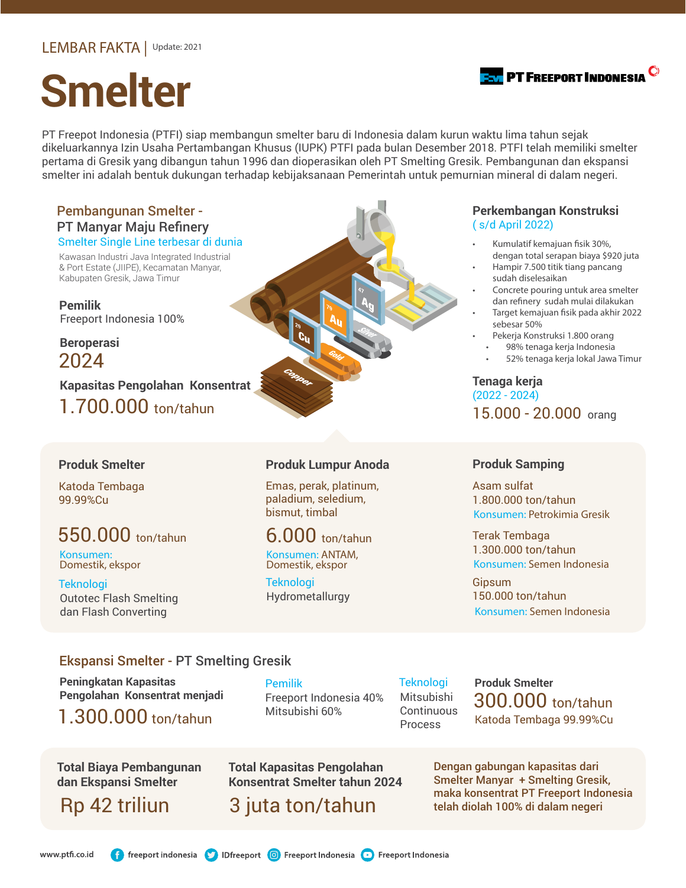LEMBAR FAKTA | Update: 2021

PT FREEPORT INDONESIA

# Smelter

PT Freepot Indonesia (PTFI) siap membangun smelter baru di Indonesia dalam kurun waktu lima tahun sejak dikeluarkannya Izin Usaha Pertambangan Khusus (IUPK) PTFI pada bulan Desember 2018. PTFI telah memiliki smelter pertama di Gresik yang dibangun tahun 1996 dan dioperasikan oleh PT Smelting Gresik. Pembangunan dan ekspansi smelter ini adalah bentuk dukungan terhadap kebijaksanaan Pemerintah untuk pemurnian mineral di dalam negeri.

## Pembangunan Smelter - PT Manyar Maju Refinery

Smelter Single Line terbesar di dunia

Kawasan Industri Java Integrated Industrial & Port Estate (JIIPE), Kecamatan Manyar, Kabupaten Gresik, Jawa Timur

**Pemilik**
Freeport Indonesia 100%

**Beroperasi**
2024

**Kapasitas Pengolahan Konsentrat**
1.700.000 ton/tahun

## Perkembangan Konstruksi
( s/d April 2022)

- Kumulatif kemajuan fisik 30%, dengan total serapan biaya $920 juta
- Hampir 7.500 titik tiang pancang sudah diselesaikan
- Concrete pouring untuk area smelter dan refinery sudah mulai dilakukan
- Target kemajuan fisik pada akhir 2022 sebesar 50%
- Pekerja Konstruksi 1.800 orang
  - 98% tenaga kerja Indonesia
  - 52% tenaga kerja lokal Jawa Timur

**Tenaga kerja**
(2022 - 2024)
15.000 - 20.000 orang

### Produk Smelter

Katoda Tembaga
99.99%Cu

550.000 ton/tahun

Konsumen:
Domestik, ekspor

Teknologi
Outotec Flash Smelting dan Flash Converting

### Produk Lumpur Anoda

Emas, perak, platinum, paladium, seledium, bismut, timbal

6.000 ton/tahun

Konsumen: ANTAM, Domestik, ekspor

Teknologi
Hydrometallurgy

### Produk Samping

Asam sulfat
1.800.000 ton/tahun
Konsumen: Petrokimia Gresik

Terak Tembaga
1.300.000 ton/tahun
Konsumen: Semen Indonesia

Gipsum
150.000 ton/tahun
Konsumen: Semen Indonesia

## Ekspansi Smelter - PT Smelting Gresik

**Peningkatan Kapasitas Pengolahan Konsentrat menjadi**
1.300.000 ton/tahun

Pemilik
Freeport Indonesia 40%
Mitsubishi 60%

Teknologi
Mitsubishi Continuous Process

**Produk Smelter**
300.000 ton/tahun
Katoda Tembaga 99.99%Cu

**Total Biaya Pembangunan dan Ekspansi Smelter**
Rp 42 triliun

**Total Kapasitas Pengolahan Konsentrat Smelter tahun 2024**
3 juta ton/tahun

**Dengan gabungan kapasitas dari Smelter Manyar + Smelting Gresik, maka konsentrat PT Freeport Indonesia telah diolah 100% di dalam negeri**

www.ptfi.co.id | freeport indonesia | IDfreeport | Freeport Indonesia | Freeport Indonesia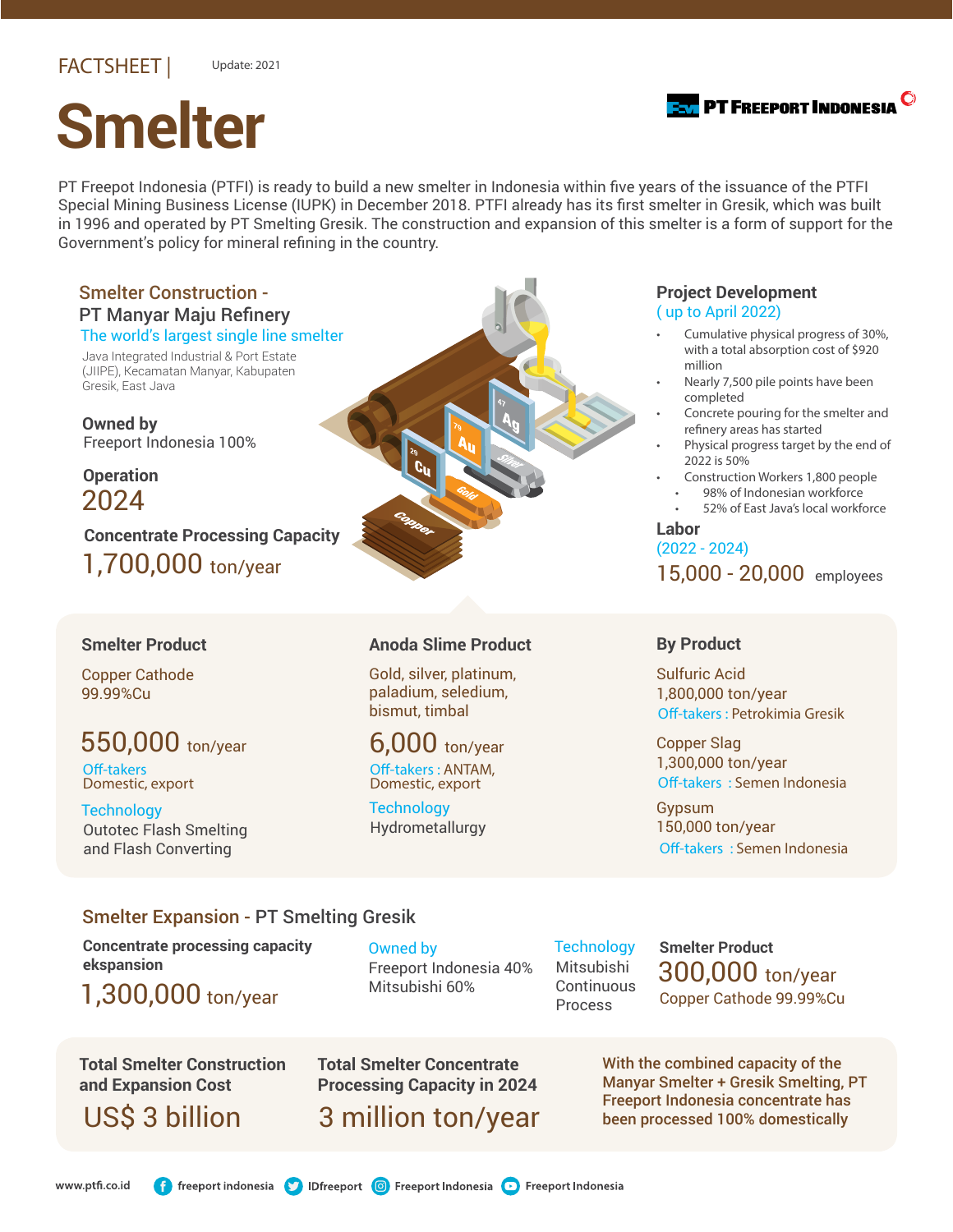FACTSHEET | Update: 2021

PT FREEPORT INDONESIA

# Smelter

PT Freepot Indonesia (PTFI) is ready to build a new smelter in Indonesia within five years of the issuance of the PTFI Special Mining Business License (IUPK) in December 2018. PTFI already has its first smelter in Gresik, which was built in 1996 and operated by PT Smelting Gresik. The construction and expansion of this smelter is a form of support for the Government's policy for mineral refining in the country.

## Smelter Construction - PT Manyar Maju Refinery

**The world's largest single line smelter**

Java Integrated Industrial & Port Estate (JIIPE), Kecamatan Manyar, Kabupaten Gresik, East Java

**Owned by**
Freeport Indonesia 100%

**Operation**
2024

**Concentrate Processing Capacity**
1,700,000 ton/year

## Project Development

( up to April 2022)

- Cumulative physical progress of 30%, with a total absorption cost of $920 million
- Nearly 7,500 pile points have been completed
- Concrete pouring for the smelter and refinery areas has started
- Physical progress target by the end of 2022 is 50%
- Construction Workers 1,800 people
  - 98% of Indonesian workforce
  - 52% of East Java's local workforce

**Labor**
(2022 - 2024)
15,000 - 20,000 employees

### Smelter Product

Copper Cathode
99.99%Cu

550,000 ton/year

Off-takers
Domestic, export

Technology
Outotec Flash Smelting and Flash Converting

### Anoda Slime Product

Gold, silver, platinum, paladium, seledium, bismut, timbal

6,000 ton/year

Off-takers : ANTAM, Domestic, export

Technology
Hydrometallurgy

### By Product

Sulfuric Acid
1,800,000 ton/year
Off-takers : Petrokimia Gresik

Copper Slag
1,300,000 ton/year
Off-takers : Semen Indonesia

Gypsum
150,000 ton/year
Off-takers : Semen Indonesia

## Smelter Expansion - PT Smelting Gresik

**Concentrate processing capacity ekspansion**
1,300,000 ton/year

Owned by
Freeport Indonesia 40%
Mitsubishi 60%

Technology
Mitsubishi Continuous Process

**Smelter Product**
300,000 ton/year
Copper Cathode 99.99%Cu

**Total Smelter Construction and Expansion Cost**
US$ 3 billion

**Total Smelter Concentrate Processing Capacity in 2024**
3 million ton/year

**With the combined capacity of the Manyar Smelter + Gresik Smelting, PT Freeport Indonesia concentrate has been processed 100% domestically**

www.ptfi.co.id | freeport indonesia | IDfreeport | Freeport Indonesia | Freeport Indonesia